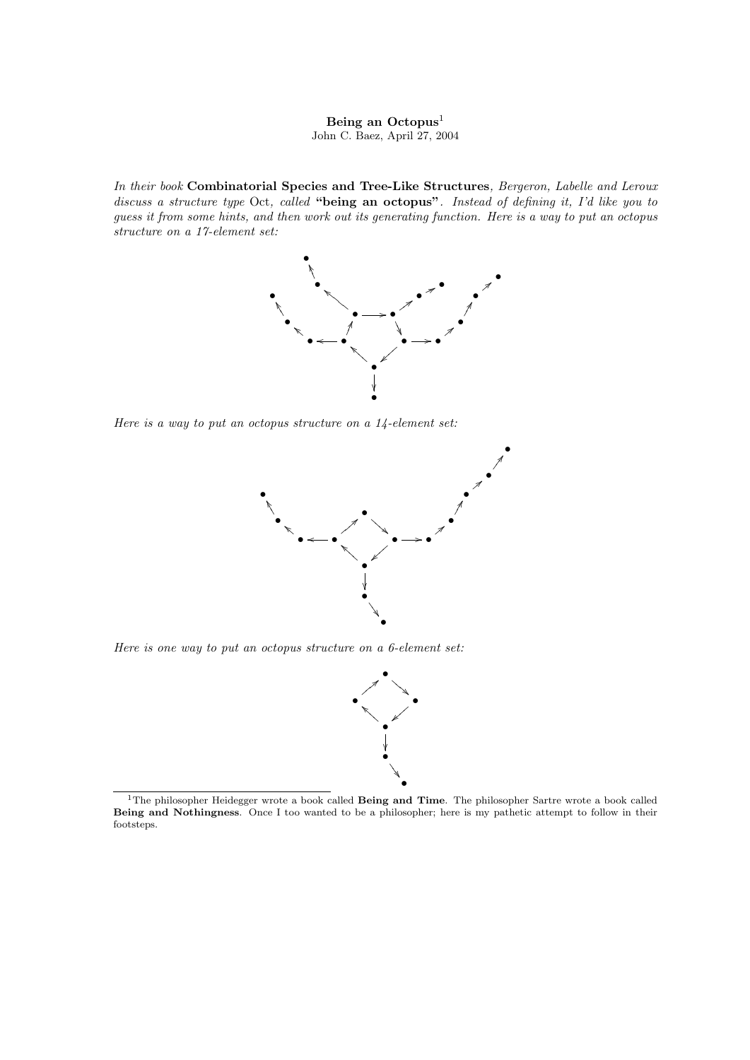**Being an Octopus**[1]

John C. Baez, April 27, 2004

*In their book* **Combinatorial Species and Tree-Like Structures***, Bergeron, Labelle and Leroux discuss a structure type* Oct*, called* **"being an octopus"***. Instead of defining it, I'd like you to guess it from some hints, and then work out its generating function. Here is a way to put an octopus structure on a 17-element set:*

*Here is a way to put an octopus structure on a 14-element set:*

*Here is one way to put an octopus structure on a 6-element set:*

[1] The philosopher Heidegger wrote a book called **Being and Time**. The philosopher Sartre wrote a book called **Being and Nothingness**. Once I too wanted to be a philosopher; here is my pathetic attempt to follow in their footsteps.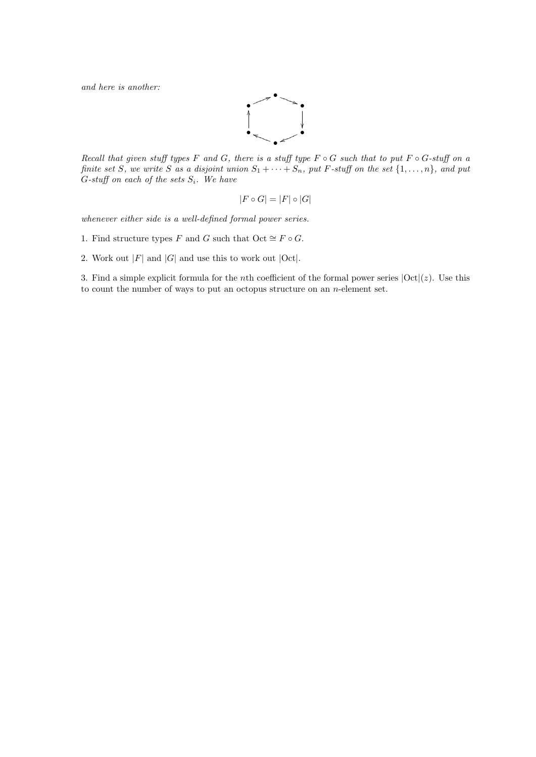*and here is another:*

*Recall that given stuff types $F$ and $G$, there is a stuff type $F \circ G$ such that to put $F \circ G$-stuff on a finite set $S$, we write $S$ as a disjoint union $S_1 + \cdots + S_n$, put $F$-stuff on the set $\{1, \ldots, n\}$, and put $G$-stuff on each of the sets $S_i$. We have*

$$|F \circ G| = |F| \circ |G|$$

*whenever either side is a well-defined formal power series.*

1. Find structure types $F$ and $G$ such that $\mathrm{Oct} \cong F \circ G$.

2. Work out $|F|$ and $|G|$ and use this to work out $|\mathrm{Oct}|$.

3. Find a simple explicit formula for the $n$th coefficient of the formal power series $|\mathrm{Oct}|(z)$. Use this to count the number of ways to put an octopus structure on an $n$-element set.